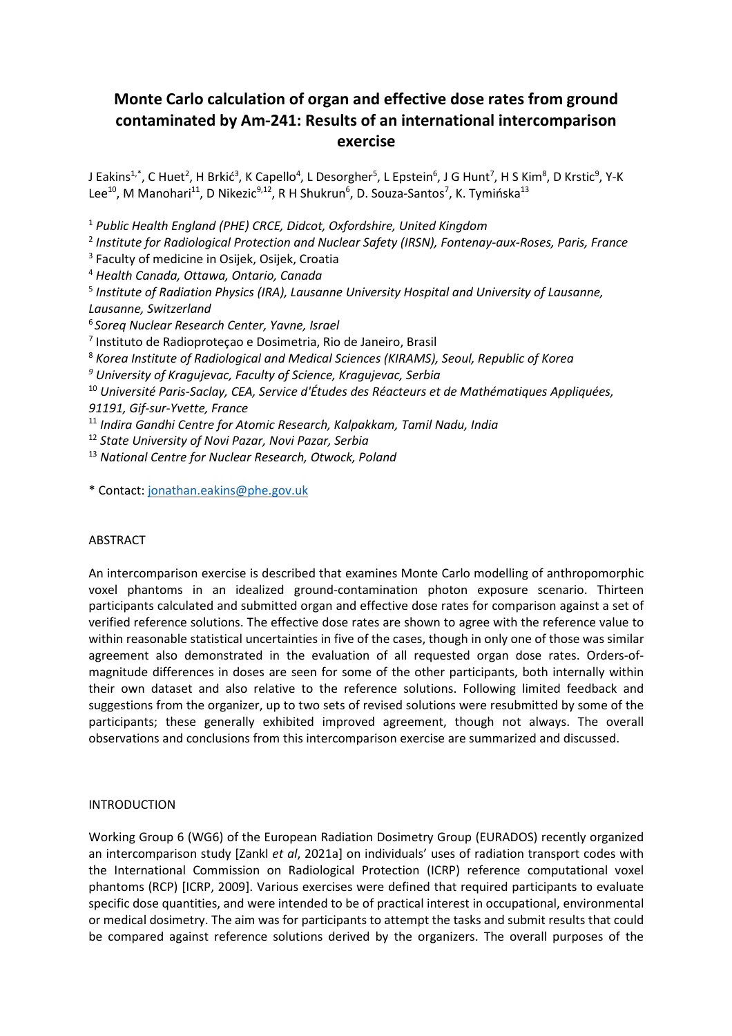# Monte Carlo calculation of organ and effective dose rates from ground contaminated by Am-241: Results of an international intercomparison exercise

J Eakins[1,*], C Huet[2], H Brkić[3], K Capello[4], L Desorgher[5], L Epstein[6], J G Hunt[7], H S Kim[8], D Krstic[9], Y-K Lee[10], M Manohari[11], D Nikezic[9,12], R H Shukrun[6], D. Souza-Santos[7], K. Tymińska[13]

[1] *Public Health England (PHE) CRCE, Didcot, Oxfordshire, United Kingdom*
[2] *Institute for Radiological Protection and Nuclear Safety (IRSN), Fontenay-aux-Roses, Paris, France*
[3] Faculty of medicine in Osijek, Osijek, Croatia
[4] *Health Canada, Ottawa, Ontario, Canada*
[5] *Institute of Radiation Physics (IRA), Lausanne University Hospital and University of Lausanne, Lausanne, Switzerland*
[6] *Soreq Nuclear Research Center, Yavne, Israel*
[7] Instituto de Radioproteçao e Dosimetria, Rio de Janeiro, Brasil
[8] *Korea Institute of Radiological and Medical Sciences (KIRAMS), Seoul, Republic of Korea*
[9] *University of Kragujevac, Faculty of Science, Kragujevac, Serbia*
[10] *Université Paris-Saclay, CEA, Service d'Études des Réacteurs et de Mathématiques Appliquées, 91191, Gif-sur-Yvette, France*
[11] *Indira Gandhi Centre for Atomic Research, Kalpakkam, Tamil Nadu, India*
[12] *State University of Novi Pazar, Novi Pazar, Serbia*
[13] *National Centre for Nuclear Research, Otwock, Poland*

\* Contact: jonathan.eakins@phe.gov.uk

## ABSTRACT

An intercomparison exercise is described that examines Monte Carlo modelling of anthropomorphic voxel phantoms in an idealized ground-contamination photon exposure scenario. Thirteen participants calculated and submitted organ and effective dose rates for comparison against a set of verified reference solutions. The effective dose rates are shown to agree with the reference value to within reasonable statistical uncertainties in five of the cases, though in only one of those was similar agreement also demonstrated in the evaluation of all requested organ dose rates. Orders-of-magnitude differences in doses are seen for some of the other participants, both internally within their own dataset and also relative to the reference solutions. Following limited feedback and suggestions from the organizer, up to two sets of revised solutions were resubmitted by some of the participants; these generally exhibited improved agreement, though not always. The overall observations and conclusions from this intercomparison exercise are summarized and discussed.

## INTRODUCTION

Working Group 6 (WG6) of the European Radiation Dosimetry Group (EURADOS) recently organized an intercomparison study [Zankl *et al*, 2021a] on individuals' uses of radiation transport codes with the International Commission on Radiological Protection (ICRP) reference computational voxel phantoms (RCP) [ICRP, 2009]. Various exercises were defined that required participants to evaluate specific dose quantities, and were intended to be of practical interest in occupational, environmental or medical dosimetry. The aim was for participants to attempt the tasks and submit results that could be compared against reference solutions derived by the organizers. The overall purposes of the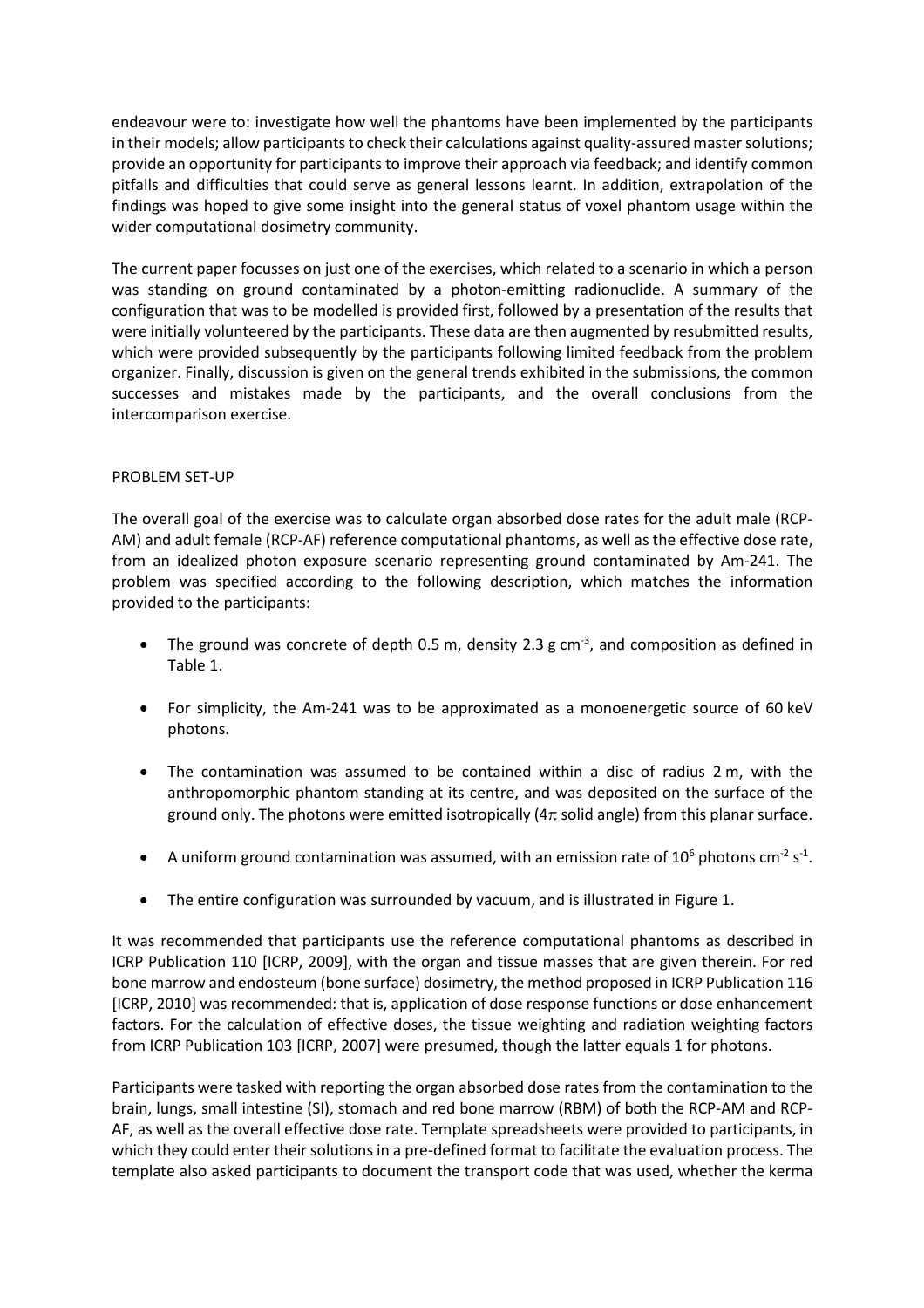endeavour were to: investigate how well the phantoms have been implemented by the participants in their models; allow participants to check their calculations against quality-assured master solutions; provide an opportunity for participants to improve their approach via feedback; and identify common pitfalls and difficulties that could serve as general lessons learnt. In addition, extrapolation of the findings was hoped to give some insight into the general status of voxel phantom usage within the wider computational dosimetry community.

The current paper focusses on just one of the exercises, which related to a scenario in which a person was standing on ground contaminated by a photon-emitting radionuclide. A summary of the configuration that was to be modelled is provided first, followed by a presentation of the results that were initially volunteered by the participants. These data are then augmented by resubmitted results, which were provided subsequently by the participants following limited feedback from the problem organizer. Finally, discussion is given on the general trends exhibited in the submissions, the common successes and mistakes made by the participants, and the overall conclusions from the intercomparison exercise.

## PROBLEM SET-UP

The overall goal of the exercise was to calculate organ absorbed dose rates for the adult male (RCP-AM) and adult female (RCP-AF) reference computational phantoms, as well as the effective dose rate, from an idealized photon exposure scenario representing ground contaminated by Am-241. The problem was specified according to the following description, which matches the information provided to the participants:

- The ground was concrete of depth 0.5 m, density 2.3 g cm$^{-3}$, and composition as defined in Table 1.
- For simplicity, the Am-241 was to be approximated as a monoenergetic source of 60 keV photons.
- The contamination was assumed to be contained within a disc of radius 2 m, with the anthropomorphic phantom standing at its centre, and was deposited on the surface of the ground only. The photons were emitted isotropically ($4\pi$ solid angle) from this planar surface.
- A uniform ground contamination was assumed, with an emission rate of $10^6$ photons cm$^{-2}$ s$^{-1}$.
- The entire configuration was surrounded by vacuum, and is illustrated in Figure 1.

It was recommended that participants use the reference computational phantoms as described in ICRP Publication 110 [ICRP, 2009], with the organ and tissue masses that are given therein. For red bone marrow and endosteum (bone surface) dosimetry, the method proposed in ICRP Publication 116 [ICRP, 2010] was recommended: that is, application of dose response functions or dose enhancement factors. For the calculation of effective doses, the tissue weighting and radiation weighting factors from ICRP Publication 103 [ICRP, 2007] were presumed, though the latter equals 1 for photons.

Participants were tasked with reporting the organ absorbed dose rates from the contamination to the brain, lungs, small intestine (SI), stomach and red bone marrow (RBM) of both the RCP-AM and RCP-AF, as well as the overall effective dose rate. Template spreadsheets were provided to participants, in which they could enter their solutions in a pre-defined format to facilitate the evaluation process. The template also asked participants to document the transport code that was used, whether the kerma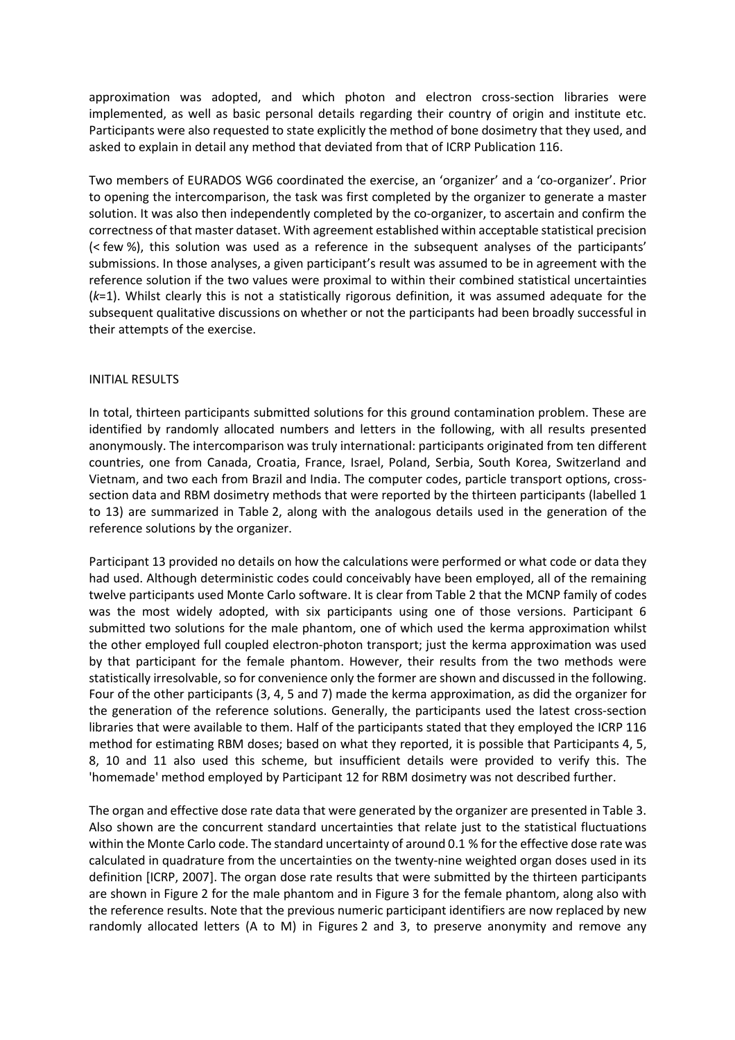approximation was adopted, and which photon and electron cross-section libraries were implemented, as well as basic personal details regarding their country of origin and institute etc. Participants were also requested to state explicitly the method of bone dosimetry that they used, and asked to explain in detail any method that deviated from that of ICRP Publication 116.

Two members of EURADOS WG6 coordinated the exercise, an 'organizer' and a 'co-organizer'. Prior to opening the intercomparison, the task was first completed by the organizer to generate a master solution. It was also then independently completed by the co-organizer, to ascertain and confirm the correctness of that master dataset. With agreement established within acceptable statistical precision (< few %), this solution was used as a reference in the subsequent analyses of the participants' submissions. In those analyses, a given participant's result was assumed to be in agreement with the reference solution if the two values were proximal to within their combined statistical uncertainties ($k$=1). Whilst clearly this is not a statistically rigorous definition, it was assumed adequate for the subsequent qualitative discussions on whether or not the participants had been broadly successful in their attempts of the exercise.

## INITIAL RESULTS

In total, thirteen participants submitted solutions for this ground contamination problem. These are identified by randomly allocated numbers and letters in the following, with all results presented anonymously. The intercomparison was truly international: participants originated from ten different countries, one from Canada, Croatia, France, Israel, Poland, Serbia, South Korea, Switzerland and Vietnam, and two each from Brazil and India. The computer codes, particle transport options, cross-section data and RBM dosimetry methods that were reported by the thirteen participants (labelled 1 to 13) are summarized in Table 2, along with the analogous details used in the generation of the reference solutions by the organizer.

Participant 13 provided no details on how the calculations were performed or what code or data they had used. Although deterministic codes could conceivably have been employed, all of the remaining twelve participants used Monte Carlo software. It is clear from Table 2 that the MCNP family of codes was the most widely adopted, with six participants using one of those versions. Participant 6 submitted two solutions for the male phantom, one of which used the kerma approximation whilst the other employed full coupled electron-photon transport; just the kerma approximation was used by that participant for the female phantom. However, their results from the two methods were statistically irresolvable, so for convenience only the former are shown and discussed in the following. Four of the other participants (3, 4, 5 and 7) made the kerma approximation, as did the organizer for the generation of the reference solutions. Generally, the participants used the latest cross-section libraries that were available to them. Half of the participants stated that they employed the ICRP 116 method for estimating RBM doses; based on what they reported, it is possible that Participants 4, 5, 8, 10 and 11 also used this scheme, but insufficient details were provided to verify this. The 'homemade' method employed by Participant 12 for RBM dosimetry was not described further.

The organ and effective dose rate data that were generated by the organizer are presented in Table 3. Also shown are the concurrent standard uncertainties that relate just to the statistical fluctuations within the Monte Carlo code. The standard uncertainty of around 0.1 % for the effective dose rate was calculated in quadrature from the uncertainties on the twenty-nine weighted organ doses used in its definition [ICRP, 2007]. The organ dose rate results that were submitted by the thirteen participants are shown in Figure 2 for the male phantom and in Figure 3 for the female phantom, along also with the reference results. Note that the previous numeric participant identifiers are now replaced by new randomly allocated letters (A to M) in Figures 2 and 3, to preserve anonymity and remove any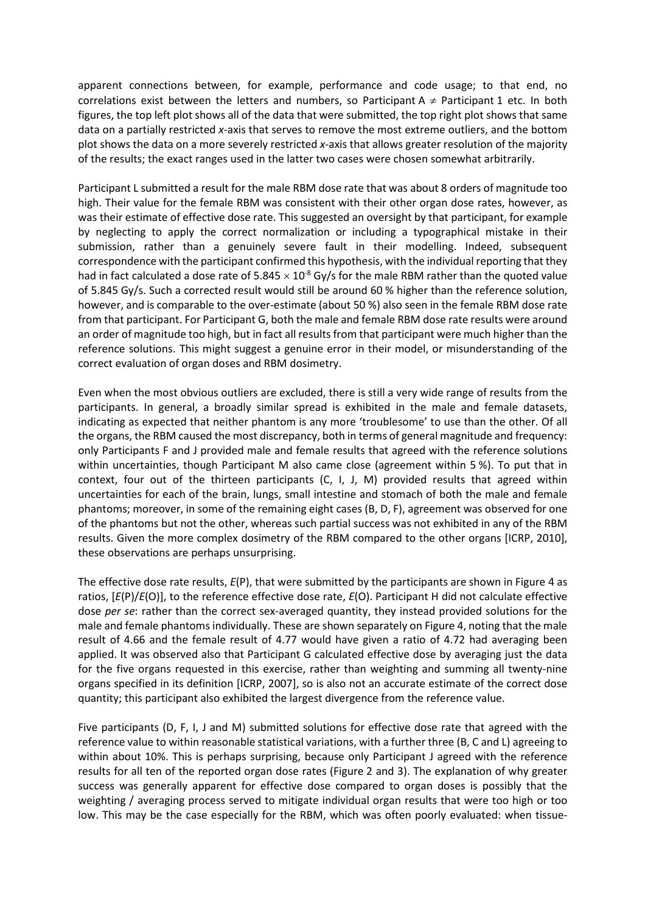apparent connections between, for example, performance and code usage; to that end, no correlations exist between the letters and numbers, so Participant A $\neq$ Participant 1 etc. In both figures, the top left plot shows all of the data that were submitted, the top right plot shows that same data on a partially restricted *x*-axis that serves to remove the most extreme outliers, and the bottom plot shows the data on a more severely restricted *x*-axis that allows greater resolution of the majority of the results; the exact ranges used in the latter two cases were chosen somewhat arbitrarily.

Participant L submitted a result for the male RBM dose rate that was about 8 orders of magnitude too high. Their value for the female RBM was consistent with their other organ dose rates, however, as was their estimate of effective dose rate. This suggested an oversight by that participant, for example by neglecting to apply the correct normalization or including a typographical mistake in their submission, rather than a genuinely severe fault in their modelling. Indeed, subsequent correspondence with the participant confirmed this hypothesis, with the individual reporting that they had in fact calculated a dose rate of $5.845 \times 10^{-8}$ Gy/s for the male RBM rather than the quoted value of 5.845 Gy/s. Such a corrected result would still be around 60 % higher than the reference solution, however, and is comparable to the over-estimate (about 50 %) also seen in the female RBM dose rate from that participant. For Participant G, both the male and female RBM dose rate results were around an order of magnitude too high, but in fact all results from that participant were much higher than the reference solutions. This might suggest a genuine error in their model, or misunderstanding of the correct evaluation of organ doses and RBM dosimetry.

Even when the most obvious outliers are excluded, there is still a very wide range of results from the participants. In general, a broadly similar spread is exhibited in the male and female datasets, indicating as expected that neither phantom is any more 'troublesome' to use than the other. Of all the organs, the RBM caused the most discrepancy, both in terms of general magnitude and frequency: only Participants F and J provided male and female results that agreed with the reference solutions within uncertainties, though Participant M also came close (agreement within 5 %). To put that in context, four out of the thirteen participants (C, I, J, M) provided results that agreed within uncertainties for each of the brain, lungs, small intestine and stomach of both the male and female phantoms; moreover, in some of the remaining eight cases (B, D, F), agreement was observed for one of the phantoms but not the other, whereas such partial success was not exhibited in any of the RBM results. Given the more complex dosimetry of the RBM compared to the other organs [ICRP, 2010], these observations are perhaps unsurprising.

The effective dose rate results, $E(\mathrm{P})$, that were submitted by the participants are shown in Figure 4 as ratios, $[E(\mathrm{P})/E(\mathrm{O})]$, to the reference effective dose rate, $E(\mathrm{O})$. Participant H did not calculate effective dose *per se*: rather than the correct sex-averaged quantity, they instead provided solutions for the male and female phantoms individually. These are shown separately on Figure 4, noting that the male result of 4.66 and the female result of 4.77 would have given a ratio of 4.72 had averaging been applied. It was observed also that Participant G calculated effective dose by averaging just the data for the five organs requested in this exercise, rather than weighting and summing all twenty-nine organs specified in its definition [ICRP, 2007], so is also not an accurate estimate of the correct dose quantity; this participant also exhibited the largest divergence from the reference value.

Five participants (D, F, I, J and M) submitted solutions for effective dose rate that agreed with the reference value to within reasonable statistical variations, with a further three (B, C and L) agreeing to within about 10%. This is perhaps surprising, because only Participant J agreed with the reference results for all ten of the reported organ dose rates (Figure 2 and 3). The explanation of why greater success was generally apparent for effective dose compared to organ doses is possibly that the weighting / averaging process served to mitigate individual organ results that were too high or too low. This may be the case especially for the RBM, which was often poorly evaluated: when tissue-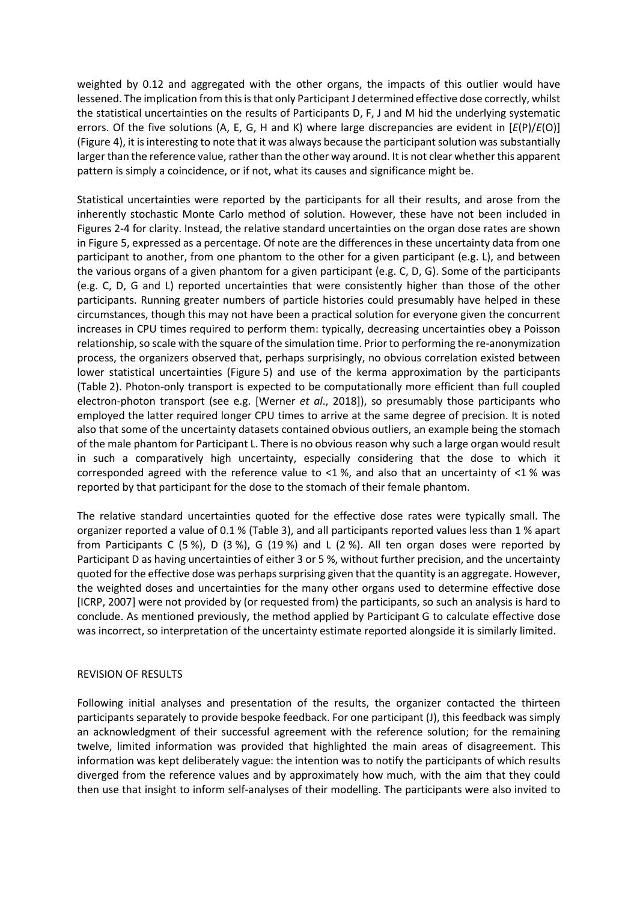weighted by 0.12 and aggregated with the other organs, the impacts of this outlier would have lessened. The implication from this is that only Participant J determined effective dose correctly, whilst the statistical uncertainties on the results of Participants D, F, J and M hid the underlying systematic errors. Of the five solutions (A, E, G, H and K) where large discrepancies are evident in [*E*(P)/*E*(O)] (Figure 4), it is interesting to note that it was always because the participant solution was substantially larger than the reference value, rather than the other way around. It is not clear whether this apparent pattern is simply a coincidence, or if not, what its causes and significance might be.

Statistical uncertainties were reported by the participants for all their results, and arose from the inherently stochastic Monte Carlo method of solution. However, these have not been included in Figures 2-4 for clarity. Instead, the relative standard uncertainties on the organ dose rates are shown in Figure 5, expressed as a percentage. Of note are the differences in these uncertainty data from one participant to another, from one phantom to the other for a given participant (e.g. L), and between the various organs of a given phantom for a given participant (e.g. C, D, G). Some of the participants (e.g. C, D, G and L) reported uncertainties that were consistently higher than those of the other participants. Running greater numbers of particle histories could presumably have helped in these circumstances, though this may not have been a practical solution for everyone given the concurrent increases in CPU times required to perform them: typically, decreasing uncertainties obey a Poisson relationship, so scale with the square of the simulation time. Prior to performing the re-anonymization process, the organizers observed that, perhaps surprisingly, no obvious correlation existed between lower statistical uncertainties (Figure 5) and use of the kerma approximation by the participants (Table 2). Photon-only transport is expected to be computationally more efficient than full coupled electron-photon transport (see e.g. [Werner *et al*., 2018]), so presumably those participants who employed the latter required longer CPU times to arrive at the same degree of precision. It is noted also that some of the uncertainty datasets contained obvious outliers, an example being the stomach of the male phantom for Participant L. There is no obvious reason why such a large organ would result in such a comparatively high uncertainty, especially considering that the dose to which it corresponded agreed with the reference value to <1 %, and also that an uncertainty of <1 % was reported by that participant for the dose to the stomach of their female phantom.

The relative standard uncertainties quoted for the effective dose rates were typically small. The organizer reported a value of 0.1 % (Table 3), and all participants reported values less than 1 % apart from Participants C (5 %), D (3 %), G (19 %) and L (2 %). All ten organ doses were reported by Participant D as having uncertainties of either 3 or 5 %, without further precision, and the uncertainty quoted for the effective dose was perhaps surprising given that the quantity is an aggregate. However, the weighted doses and uncertainties for the many other organs used to determine effective dose [ICRP, 2007] were not provided by (or requested from) the participants, so such an analysis is hard to conclude. As mentioned previously, the method applied by Participant G to calculate effective dose was incorrect, so interpretation of the uncertainty estimate reported alongside it is similarly limited.

## REVISION OF RESULTS

Following initial analyses and presentation of the results, the organizer contacted the thirteen participants separately to provide bespoke feedback. For one participant (J), this feedback was simply an acknowledgment of their successful agreement with the reference solution; for the remaining twelve, limited information was provided that highlighted the main areas of disagreement. This information was kept deliberately vague: the intention was to notify the participants of which results diverged from the reference values and by approximately how much, with the aim that they could then use that insight to inform self-analyses of their modelling. The participants were also invited to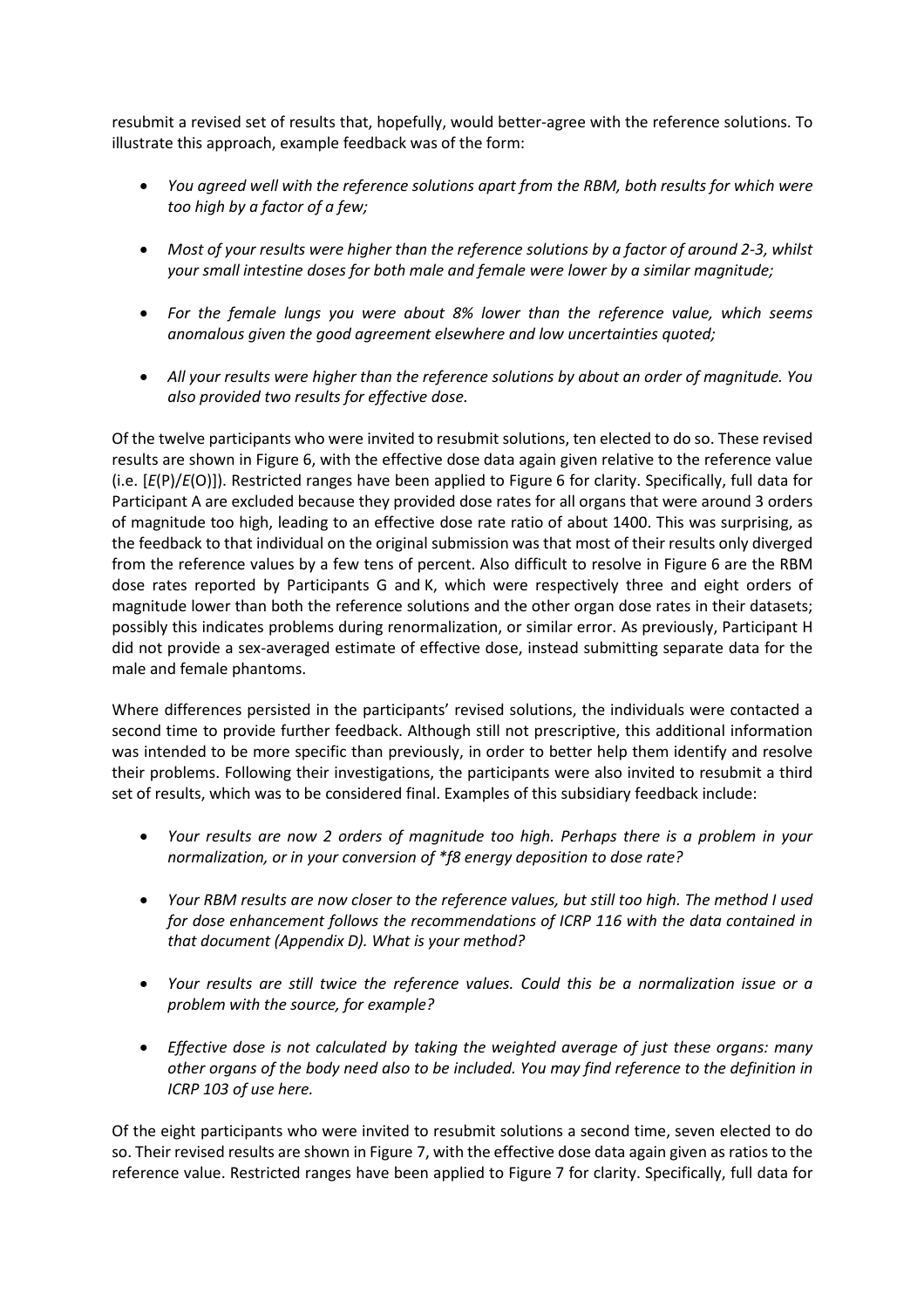resubmit a revised set of results that, hopefully, would better-agree with the reference solutions. To illustrate this approach, example feedback was of the form:

- *You agreed well with the reference solutions apart from the RBM, both results for which were too high by a factor of a few;*
- *Most of your results were higher than the reference solutions by a factor of around 2-3, whilst your small intestine doses for both male and female were lower by a similar magnitude;*
- *For the female lungs you were about 8% lower than the reference value, which seems anomalous given the good agreement elsewhere and low uncertainties quoted;*
- *All your results were higher than the reference solutions by about an order of magnitude. You also provided two results for effective dose.*

Of the twelve participants who were invited to resubmit solutions, ten elected to do so. These revised results are shown in Figure 6, with the effective dose data again given relative to the reference value (i.e. [$E$(P)/$E$(O)]). Restricted ranges have been applied to Figure 6 for clarity. Specifically, full data for Participant A are excluded because they provided dose rates for all organs that were around 3 orders of magnitude too high, leading to an effective dose rate ratio of about 1400. This was surprising, as the feedback to that individual on the original submission was that most of their results only diverged from the reference values by a few tens of percent. Also difficult to resolve in Figure 6 are the RBM dose rates reported by Participants G and K, which were respectively three and eight orders of magnitude lower than both the reference solutions and the other organ dose rates in their datasets; possibly this indicates problems during renormalization, or similar error. As previously, Participant H did not provide a sex-averaged estimate of effective dose, instead submitting separate data for the male and female phantoms.

Where differences persisted in the participants' revised solutions, the individuals were contacted a second time to provide further feedback. Although still not prescriptive, this additional information was intended to be more specific than previously, in order to better help them identify and resolve their problems. Following their investigations, the participants were also invited to resubmit a third set of results, which was to be considered final. Examples of this subsidiary feedback include:

- *Your results are now 2 orders of magnitude too high. Perhaps there is a problem in your normalization, or in your conversion of *f8 energy deposition to dose rate?*
- *Your RBM results are now closer to the reference values, but still too high. The method I used for dose enhancement follows the recommendations of ICRP 116 with the data contained in that document (Appendix D). What is your method?*
- *Your results are still twice the reference values. Could this be a normalization issue or a problem with the source, for example?*
- *Effective dose is not calculated by taking the weighted average of just these organs: many other organs of the body need also to be included. You may find reference to the definition in ICRP 103 of use here.*

Of the eight participants who were invited to resubmit solutions a second time, seven elected to do so. Their revised results are shown in Figure 7, with the effective dose data again given as ratios to the reference value. Restricted ranges have been applied to Figure 7 for clarity. Specifically, full data for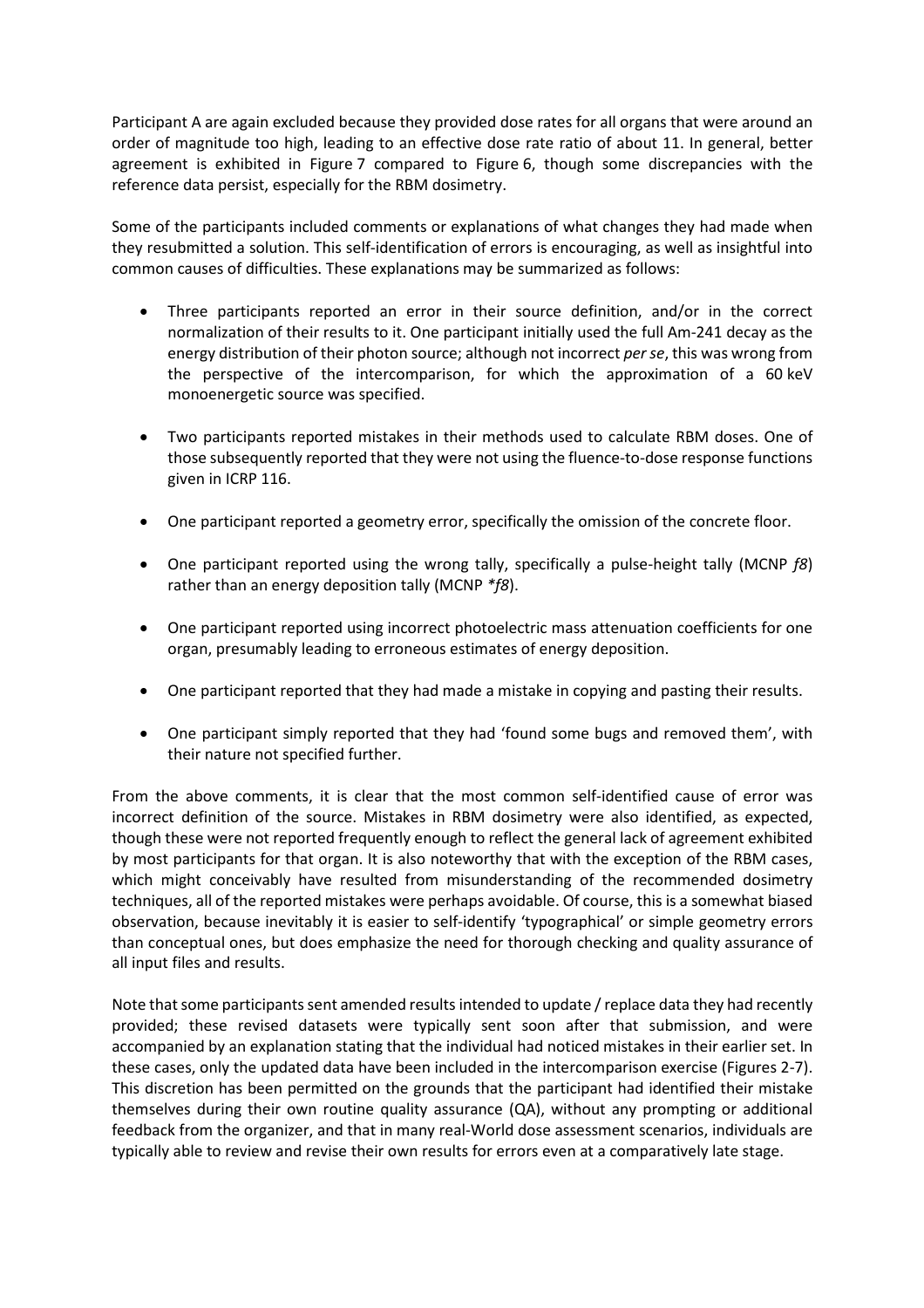Participant A are again excluded because they provided dose rates for all organs that were around an order of magnitude too high, leading to an effective dose rate ratio of about 11. In general, better agreement is exhibited in Figure 7 compared to Figure 6, though some discrepancies with the reference data persist, especially for the RBM dosimetry.

Some of the participants included comments or explanations of what changes they had made when they resubmitted a solution. This self-identification of errors is encouraging, as well as insightful into common causes of difficulties. These explanations may be summarized as follows:

- Three participants reported an error in their source definition, and/or in the correct normalization of their results to it. One participant initially used the full Am-241 decay as the energy distribution of their photon source; although not incorrect *per se*, this was wrong from the perspective of the intercomparison, for which the approximation of a 60 keV monoenergetic source was specified.

- Two participants reported mistakes in their methods used to calculate RBM doses. One of those subsequently reported that they were not using the fluence-to-dose response functions given in ICRP 116.

- One participant reported a geometry error, specifically the omission of the concrete floor.

- One participant reported using the wrong tally, specifically a pulse-height tally (MCNP *f8*) rather than an energy deposition tally (MCNP *\*f8*).

- One participant reported using incorrect photoelectric mass attenuation coefficients for one organ, presumably leading to erroneous estimates of energy deposition.

- One participant reported that they had made a mistake in copying and pasting their results.

- One participant simply reported that they had 'found some bugs and removed them', with their nature not specified further.

From the above comments, it is clear that the most common self-identified cause of error was incorrect definition of the source. Mistakes in RBM dosimetry were also identified, as expected, though these were not reported frequently enough to reflect the general lack of agreement exhibited by most participants for that organ. It is also noteworthy that with the exception of the RBM cases, which might conceivably have resulted from misunderstanding of the recommended dosimetry techniques, all of the reported mistakes were perhaps avoidable. Of course, this is a somewhat biased observation, because inevitably it is easier to self-identify 'typographical' or simple geometry errors than conceptual ones, but does emphasize the need for thorough checking and quality assurance of all input files and results.

Note that some participants sent amended results intended to update / replace data they had recently provided; these revised datasets were typically sent soon after that submission, and were accompanied by an explanation stating that the individual had noticed mistakes in their earlier set. In these cases, only the updated data have been included in the intercomparison exercise (Figures 2-7). This discretion has been permitted on the grounds that the participant had identified their mistake themselves during their own routine quality assurance (QA), without any prompting or additional feedback from the organizer, and that in many real-World dose assessment scenarios, individuals are typically able to review and revise their own results for errors even at a comparatively late stage.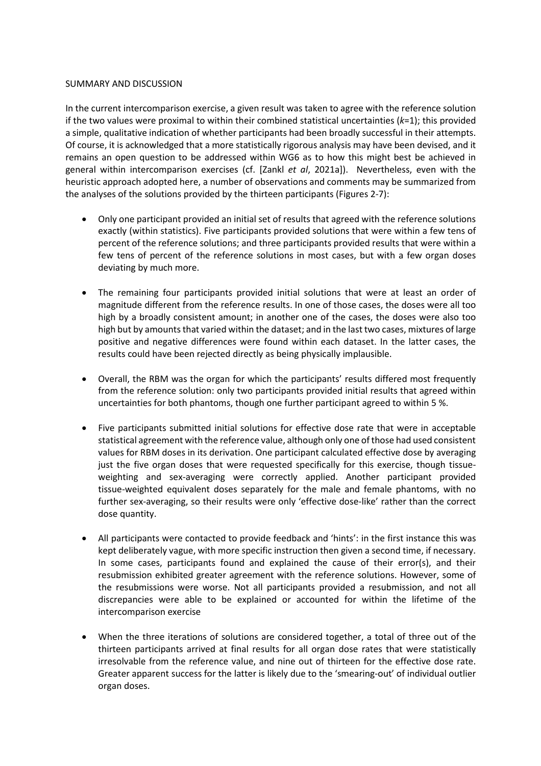SUMMARY AND DISCUSSION

In the current intercomparison exercise, a given result was taken to agree with the reference solution if the two values were proximal to within their combined statistical uncertainties ($k$=1); this provided a simple, qualitative indication of whether participants had been broadly successful in their attempts. Of course, it is acknowledged that a more statistically rigorous analysis may have been devised, and it remains an open question to be addressed within WG6 as to how this might best be achieved in general within intercomparison exercises (cf. [Zankl *et al*, 2021a]). Nevertheless, even with the heuristic approach adopted here, a number of observations and comments may be summarized from the analyses of the solutions provided by the thirteen participants (Figures 2-7):

- Only one participant provided an initial set of results that agreed with the reference solutions exactly (within statistics). Five participants provided solutions that were within a few tens of percent of the reference solutions; and three participants provided results that were within a few tens of percent of the reference solutions in most cases, but with a few organ doses deviating by much more.

- The remaining four participants provided initial solutions that were at least an order of magnitude different from the reference results. In one of those cases, the doses were all too high by a broadly consistent amount; in another one of the cases, the doses were also too high but by amounts that varied within the dataset; and in the last two cases, mixtures of large positive and negative differences were found within each dataset. In the latter cases, the results could have been rejected directly as being physically implausible.

- Overall, the RBM was the organ for which the participants' results differed most frequently from the reference solution: only two participants provided initial results that agreed within uncertainties for both phantoms, though one further participant agreed to within 5 %.

- Five participants submitted initial solutions for effective dose rate that were in acceptable statistical agreement with the reference value, although only one of those had used consistent values for RBM doses in its derivation. One participant calculated effective dose by averaging just the five organ doses that were requested specifically for this exercise, though tissue-weighting and sex-averaging were correctly applied. Another participant provided tissue-weighted equivalent doses separately for the male and female phantoms, with no further sex-averaging, so their results were only 'effective dose-like' rather than the correct dose quantity.

- All participants were contacted to provide feedback and 'hints': in the first instance this was kept deliberately vague, with more specific instruction then given a second time, if necessary. In some cases, participants found and explained the cause of their error(s), and their resubmission exhibited greater agreement with the reference solutions. However, some of the resubmissions were worse. Not all participants provided a resubmission, and not all discrepancies were able to be explained or accounted for within the lifetime of the intercomparison exercise

- When the three iterations of solutions are considered together, a total of three out of the thirteen participants arrived at final results for all organ dose rates that were statistically irresolvable from the reference value, and nine out of thirteen for the effective dose rate. Greater apparent success for the latter is likely due to the 'smearing-out' of individual outlier organ doses.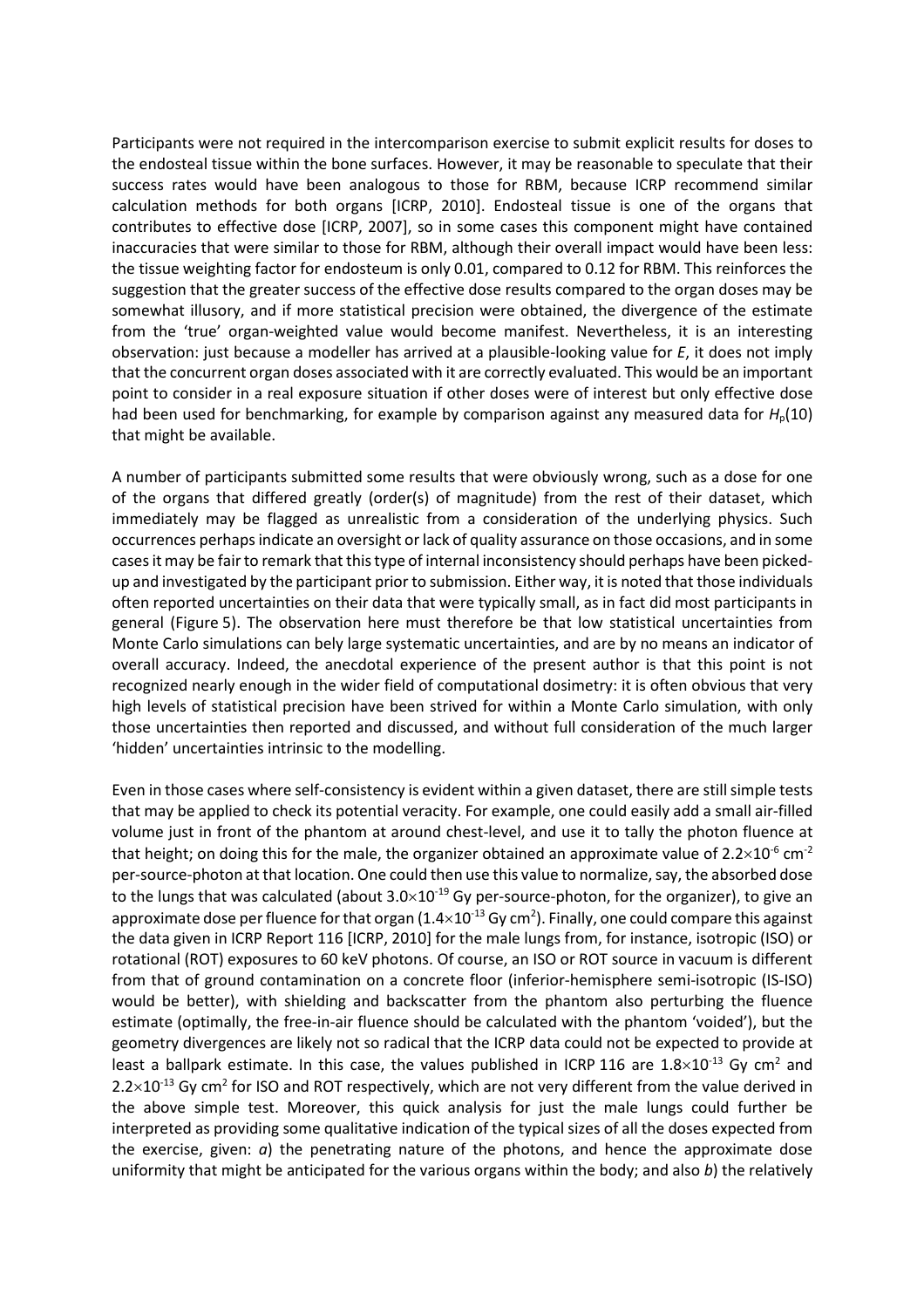Participants were not required in the intercomparison exercise to submit explicit results for doses to the endosteal tissue within the bone surfaces. However, it may be reasonable to speculate that their success rates would have been analogous to those for RBM, because ICRP recommend similar calculation methods for both organs [ICRP, 2010]. Endosteal tissue is one of the organs that contributes to effective dose [ICRP, 2007], so in some cases this component might have contained inaccuracies that were similar to those for RBM, although their overall impact would have been less: the tissue weighting factor for endosteum is only 0.01, compared to 0.12 for RBM. This reinforces the suggestion that the greater success of the effective dose results compared to the organ doses may be somewhat illusory, and if more statistical precision were obtained, the divergence of the estimate from the 'true' organ-weighted value would become manifest. Nevertheless, it is an interesting observation: just because a modeller has arrived at a plausible-looking value for $E$, it does not imply that the concurrent organ doses associated with it are correctly evaluated. This would be an important point to consider in a real exposure situation if other doses were of interest but only effective dose had been used for benchmarking, for example by comparison against any measured data for $H_p(10)$ that might be available.

A number of participants submitted some results that were obviously wrong, such as a dose for one of the organs that differed greatly (order(s) of magnitude) from the rest of their dataset, which immediately may be flagged as unrealistic from a consideration of the underlying physics. Such occurrences perhaps indicate an oversight or lack of quality assurance on those occasions, and in some cases it may be fair to remark that this type of internal inconsistency should perhaps have been picked-up and investigated by the participant prior to submission. Either way, it is noted that those individuals often reported uncertainties on their data that were typically small, as in fact did most participants in general (Figure 5). The observation here must therefore be that low statistical uncertainties from Monte Carlo simulations can bely large systematic uncertainties, and are by no means an indicator of overall accuracy. Indeed, the anecdotal experience of the present author is that this point is not recognized nearly enough in the wider field of computational dosimetry: it is often obvious that very high levels of statistical precision have been strived for within a Monte Carlo simulation, with only those uncertainties then reported and discussed, and without full consideration of the much larger 'hidden' uncertainties intrinsic to the modelling.

Even in those cases where self-consistency is evident within a given dataset, there are still simple tests that may be applied to check its potential veracity. For example, one could easily add a small air-filled volume just in front of the phantom at around chest-level, and use it to tally the photon fluence at that height; on doing this for the male, the organizer obtained an approximate value of $2.2\times10^{-6}$ cm$^{-2}$ per-source-photon at that location. One could then use this value to normalize, say, the absorbed dose to the lungs that was calculated (about $3.0\times10^{-19}$ Gy per-source-photon, for the organizer), to give an approximate dose per fluence for that organ ($1.4\times10^{-13}$ Gy cm$^2$). Finally, one could compare this against the data given in ICRP Report 116 [ICRP, 2010] for the male lungs from, for instance, isotropic (ISO) or rotational (ROT) exposures to 60 keV photons. Of course, an ISO or ROT source in vacuum is different from that of ground contamination on a concrete floor (inferior-hemisphere semi-isotropic (IS-ISO) would be better), with shielding and backscatter from the phantom also perturbing the fluence estimate (optimally, the free-in-air fluence should be calculated with the phantom 'voided'), but the geometry divergences are likely not so radical that the ICRP data could not be expected to provide at least a ballpark estimate. In this case, the values published in ICRP 116 are $1.8\times10^{-13}$ Gy cm$^2$ and $2.2\times10^{-13}$ Gy cm$^2$ for ISO and ROT respectively, which are not very different from the value derived in the above simple test. Moreover, this quick analysis for just the male lungs could further be interpreted as providing some qualitative indication of the typical sizes of all the doses expected from the exercise, given: *a*) the penetrating nature of the photons, and hence the approximate dose uniformity that might be anticipated for the various organs within the body; and also *b*) the relatively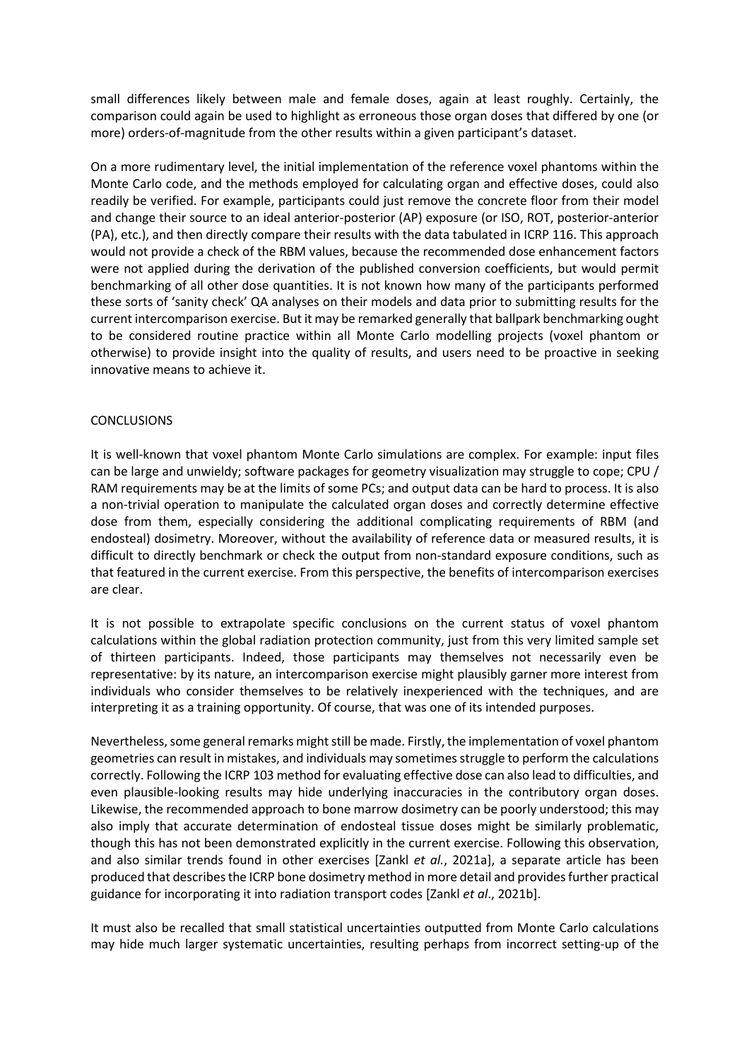small differences likely between male and female doses, again at least roughly. Certainly, the comparison could again be used to highlight as erroneous those organ doses that differed by one (or more) orders-of-magnitude from the other results within a given participant's dataset.

On a more rudimentary level, the initial implementation of the reference voxel phantoms within the Monte Carlo code, and the methods employed for calculating organ and effective doses, could also readily be verified. For example, participants could just remove the concrete floor from their model and change their source to an ideal anterior-posterior (AP) exposure (or ISO, ROT, posterior-anterior (PA), etc.), and then directly compare their results with the data tabulated in ICRP 116. This approach would not provide a check of the RBM values, because the recommended dose enhancement factors were not applied during the derivation of the published conversion coefficients, but would permit benchmarking of all other dose quantities. It is not known how many of the participants performed these sorts of 'sanity check' QA analyses on their models and data prior to submitting results for the current intercomparison exercise. But it may be remarked generally that ballpark benchmarking ought to be considered routine practice within all Monte Carlo modelling projects (voxel phantom or otherwise) to provide insight into the quality of results, and users need to be proactive in seeking innovative means to achieve it.

## CONCLUSIONS

It is well-known that voxel phantom Monte Carlo simulations are complex. For example: input files can be large and unwieldy; software packages for geometry visualization may struggle to cope; CPU / RAM requirements may be at the limits of some PCs; and output data can be hard to process. It is also a non-trivial operation to manipulate the calculated organ doses and correctly determine effective dose from them, especially considering the additional complicating requirements of RBM (and endosteal) dosimetry. Moreover, without the availability of reference data or measured results, it is difficult to directly benchmark or check the output from non-standard exposure conditions, such as that featured in the current exercise. From this perspective, the benefits of intercomparison exercises are clear.

It is not possible to extrapolate specific conclusions on the current status of voxel phantom calculations within the global radiation protection community, just from this very limited sample set of thirteen participants. Indeed, those participants may themselves not necessarily even be representative: by its nature, an intercomparison exercise might plausibly garner more interest from individuals who consider themselves to be relatively inexperienced with the techniques, and are interpreting it as a training opportunity. Of course, that was one of its intended purposes.

Nevertheless, some general remarks might still be made. Firstly, the implementation of voxel phantom geometries can result in mistakes, and individuals may sometimes struggle to perform the calculations correctly. Following the ICRP 103 method for evaluating effective dose can also lead to difficulties, and even plausible-looking results may hide underlying inaccuracies in the contributory organ doses. Likewise, the recommended approach to bone marrow dosimetry can be poorly understood; this may also imply that accurate determination of endosteal tissue doses might be similarly problematic, though this has not been demonstrated explicitly in the current exercise. Following this observation, and also similar trends found in other exercises [Zankl *et al.*, 2021a], a separate article has been produced that describes the ICRP bone dosimetry method in more detail and provides further practical guidance for incorporating it into radiation transport codes [Zankl *et al*., 2021b].

It must also be recalled that small statistical uncertainties outputted from Monte Carlo calculations may hide much larger systematic uncertainties, resulting perhaps from incorrect setting-up of the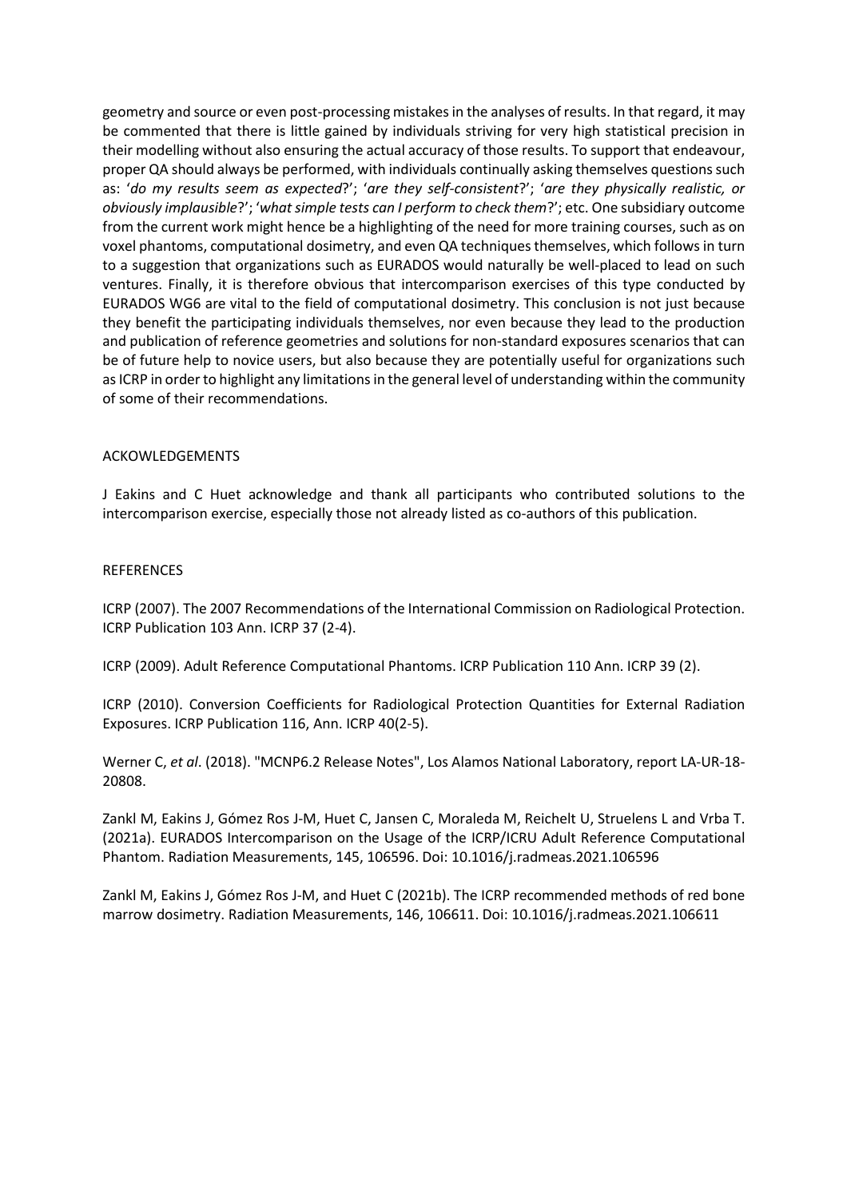geometry and source or even post-processing mistakes in the analyses of results. In that regard, it may be commented that there is little gained by individuals striving for very high statistical precision in their modelling without also ensuring the actual accuracy of those results. To support that endeavour, proper QA should always be performed, with individuals continually asking themselves questions such as: '*do my results seem as expected*?'; '*are they self-consistent*?'; '*are they physically realistic, or obviously implausible*?'; '*what simple tests can I perform to check them*?'; etc. One subsidiary outcome from the current work might hence be a highlighting of the need for more training courses, such as on voxel phantoms, computational dosimetry, and even QA techniques themselves, which follows in turn to a suggestion that organizations such as EURADOS would naturally be well-placed to lead on such ventures. Finally, it is therefore obvious that intercomparison exercises of this type conducted by EURADOS WG6 are vital to the field of computational dosimetry. This conclusion is not just because they benefit the participating individuals themselves, nor even because they lead to the production and publication of reference geometries and solutions for non-standard exposures scenarios that can be of future help to novice users, but also because they are potentially useful for organizations such as ICRP in order to highlight any limitations in the general level of understanding within the community of some of their recommendations.

## ACKOWLEDGEMENTS

J Eakins and C Huet acknowledge and thank all participants who contributed solutions to the intercomparison exercise, especially those not already listed as co-authors of this publication.

## REFERENCES

ICRP (2007). The 2007 Recommendations of the International Commission on Radiological Protection. ICRP Publication 103 Ann. ICRP 37 (2-4).

ICRP (2009). Adult Reference Computational Phantoms. ICRP Publication 110 Ann. ICRP 39 (2).

ICRP (2010). Conversion Coefficients for Radiological Protection Quantities for External Radiation Exposures. ICRP Publication 116, Ann. ICRP 40(2-5).

Werner C, *et al*. (2018). "MCNP6.2 Release Notes", Los Alamos National Laboratory, report LA-UR-18-20808.

Zankl M, Eakins J, Gómez Ros J-M, Huet C, Jansen C, Moraleda M, Reichelt U, Struelens L and Vrba T. (2021a). EURADOS Intercomparison on the Usage of the ICRP/ICRU Adult Reference Computational Phantom. Radiation Measurements, 145, 106596. Doi: 10.1016/j.radmeas.2021.106596

Zankl M, Eakins J, Gómez Ros J-M, and Huet C (2021b). The ICRP recommended methods of red bone marrow dosimetry. Radiation Measurements, 146, 106611. Doi: 10.1016/j.radmeas.2021.106611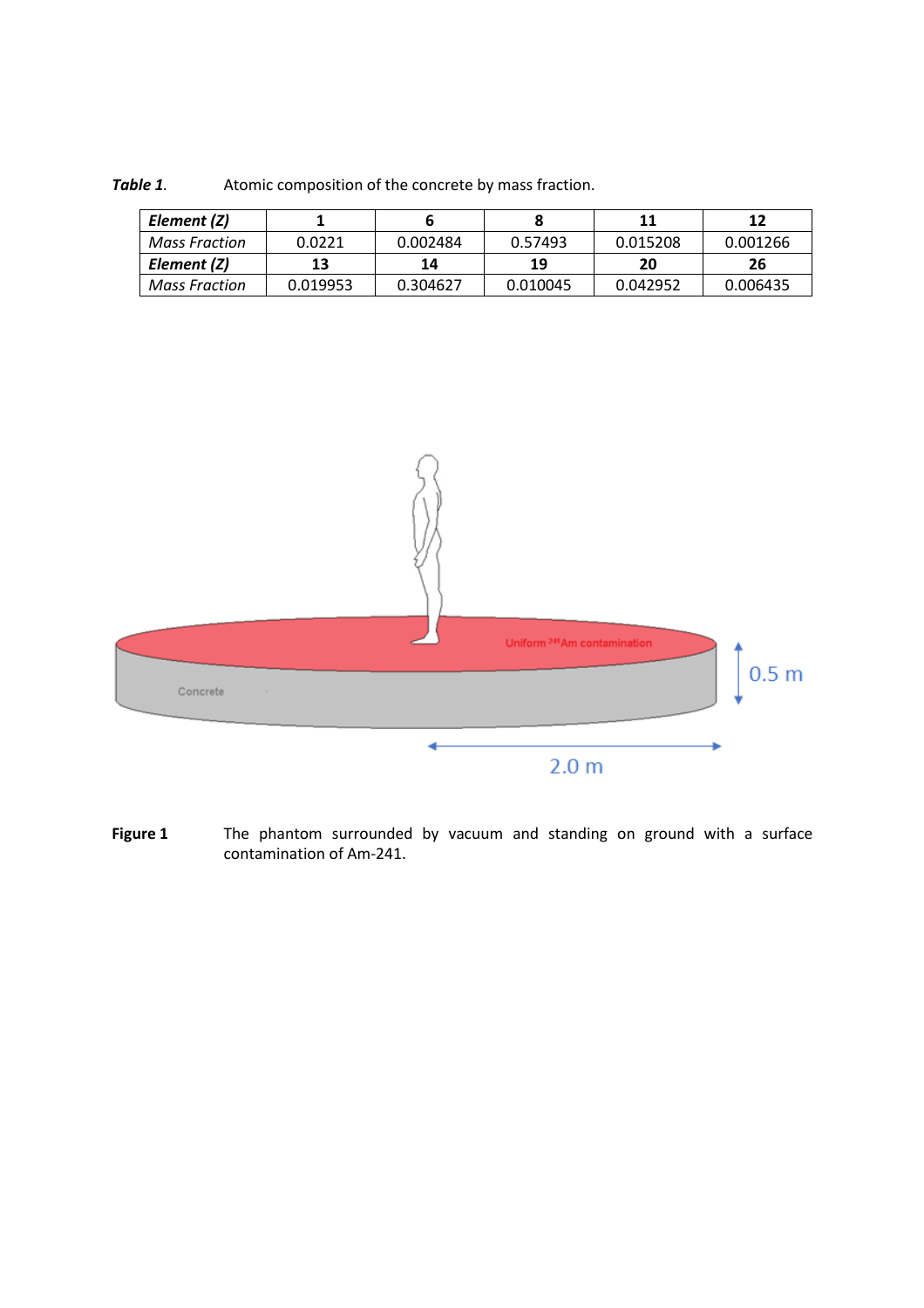***Table 1.*** Atomic composition of the concrete by mass fraction.

| *Element (Z)* | 1 | 6 | 8 | 11 | 12 |
|---|---|---|---|---|---|
| *Mass Fraction* | 0.0221 | 0.002484 | 0.57493 | 0.015208 | 0.001266 |
| ***Element (Z)*** | **13** | **14** | **19** | **20** | **26** |
| *Mass Fraction* | 0.019953 | 0.304627 | 0.010045 | 0.042952 | 0.006435 |

**Figure 1** The phantom surrounded by vacuum and standing on ground with a surface contamination of Am-241.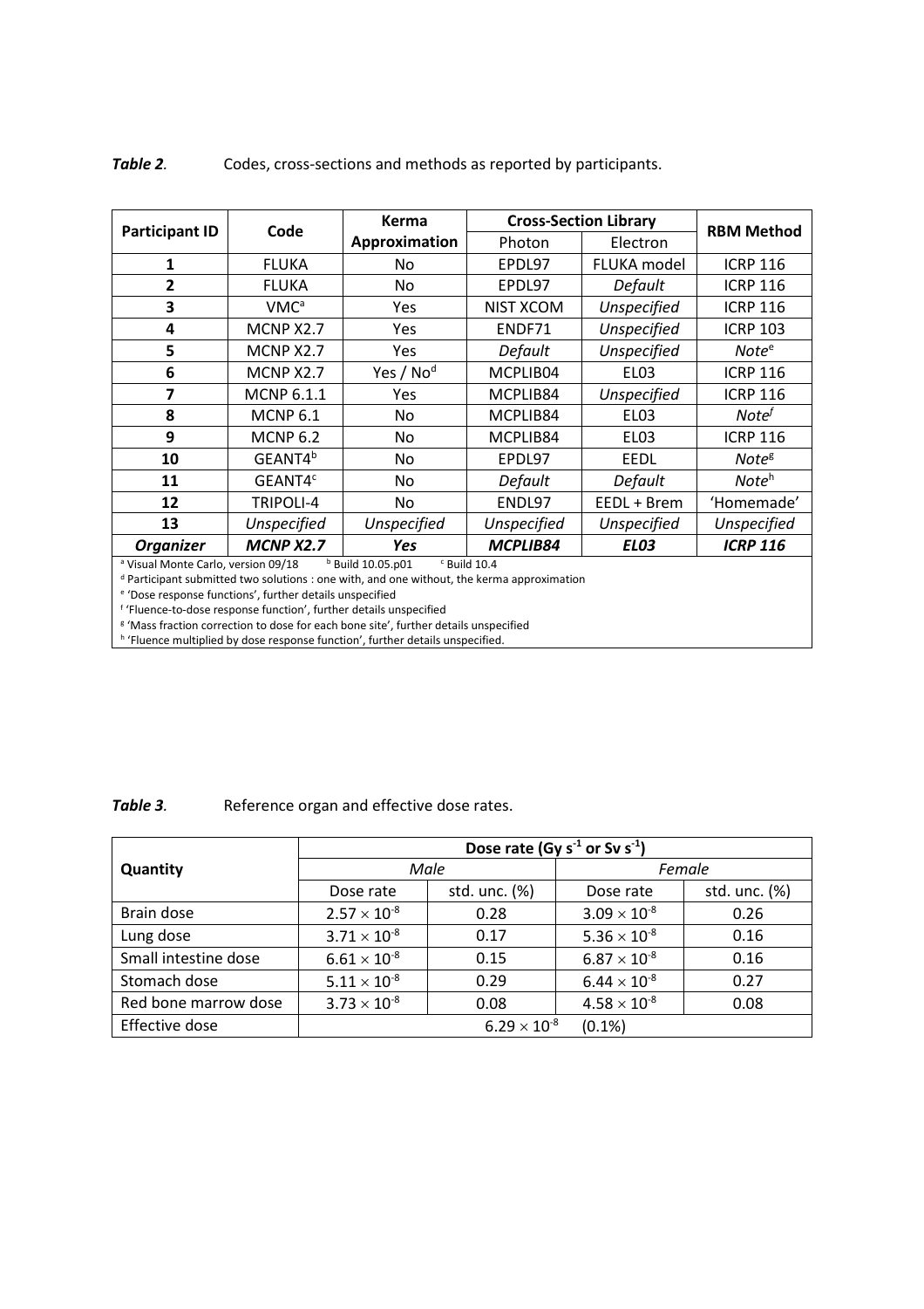***Table 2.*** Codes, cross-sections and methods as reported by participants.

| Participant ID | Code | Kerma Approximation | Cross-Section Library | | RBM Method |
|---|---|---|---|---|---|
| | | | Photon | Electron | |
| **1** | FLUKA | No | EPDL97 | FLUKA model | ICRP 116 |
| **2** | FLUKA | No | EPDL97 | *Default* | ICRP 116 |
| **3** | VMC[a] | Yes | NIST XCOM | *Unspecified* | ICRP 116 |
| **4** | MCNP X2.7 | Yes | ENDF71 | *Unspecified* | ICRP 103 |
| **5** | MCNP X2.7 | Yes | *Default* | *Unspecified* | *Note*[e] |
| **6** | MCNP X2.7 | Yes / No[d] | MCPLIB04 | EL03 | ICRP 116 |
| **7** | MCNP 6.1.1 | Yes | MCPLIB84 | *Unspecified* | ICRP 116 |
| **8** | MCNP 6.1 | No | MCPLIB84 | EL03 | *Note*[f] |
| **9** | MCNP 6.2 | No | MCPLIB84 | EL03 | ICRP 116 |
| **10** | GEANT4[b] | No | EPDL97 | EEDL | *Note*[g] |
| **11** | GEANT4[c] | No | *Default* | *Default* | *Note*[h] |
| **12** | TRIPOLI-4 | No | ENDL97 | EEDL + Brem | 'Homemade' |
| **13** | *Unspecified* | *Unspecified* | *Unspecified* | *Unspecified* | *Unspecified* |
| ***Organizer*** | ***MCNP X2.7*** | ***Yes*** | ***MCPLIB84*** | ***EL03*** | ***ICRP 116*** |

[a] Visual Monte Carlo, version 09/18 [b] Build 10.05.p01 [c] Build 10.4
[d] Participant submitted two solutions : one with, and one without, the kerma approximation
[e] 'Dose response functions', further details unspecified
[f] 'Fluence-to-dose response function', further details unspecified
[g] 'Mass fraction correction to dose for each bone site', further details unspecified
[h] 'Fluence multiplied by dose response function', further details unspecified.

***Table 3.*** Reference organ and effective dose rates.

| Quantity | Dose rate (Gy $s^{-1}$ or Sv $s^{-1}$) | | | |
|---|---|---|---|---|
| | *Male* | | *Female* | |
| | Dose rate | std. unc. (%) | Dose rate | std. unc. (%) |
| Brain dose | $2.57 \times 10^{-8}$ | 0.28 | $3.09 \times 10^{-8}$ | 0.26 |
| Lung dose | $3.71 \times 10^{-8}$ | 0.17 | $5.36 \times 10^{-8}$ | 0.16 |
| Small intestine dose | $6.61 \times 10^{-8}$ | 0.15 | $6.87 \times 10^{-8}$ | 0.16 |
| Stomach dose | $5.11 \times 10^{-8}$ | 0.29 | $6.44 \times 10^{-8}$ | 0.27 |
| Red bone marrow dose | $3.73 \times 10^{-8}$ | 0.08 | $4.58 \times 10^{-8}$ | 0.08 |
| Effective dose | $6.29 \times 10^{-8}$ (0.1%) | | | |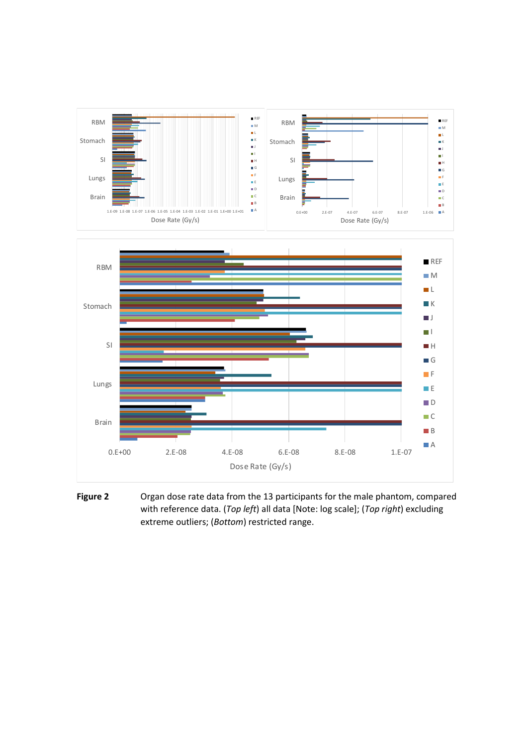**Figure 2** Organ dose rate data from the 13 participants for the male phantom, compared with reference data. (*Top left*) all data [Note: log scale]; (*Top right*) excluding extreme outliers; (*Bottom*) restricted range.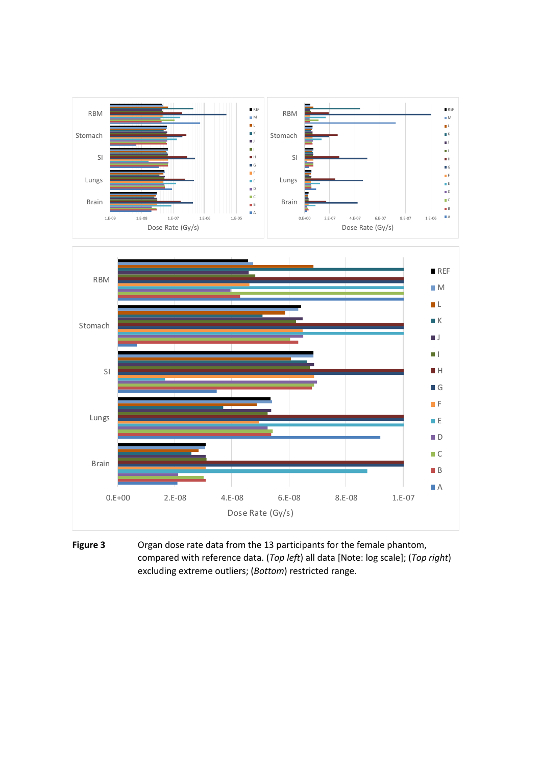**Figure 3** Organ dose rate data from the 13 participants for the female phantom, compared with reference data. (*Top left*) all data [Note: log scale]; (*Top right*) excluding extreme outliers; (*Bottom*) restricted range.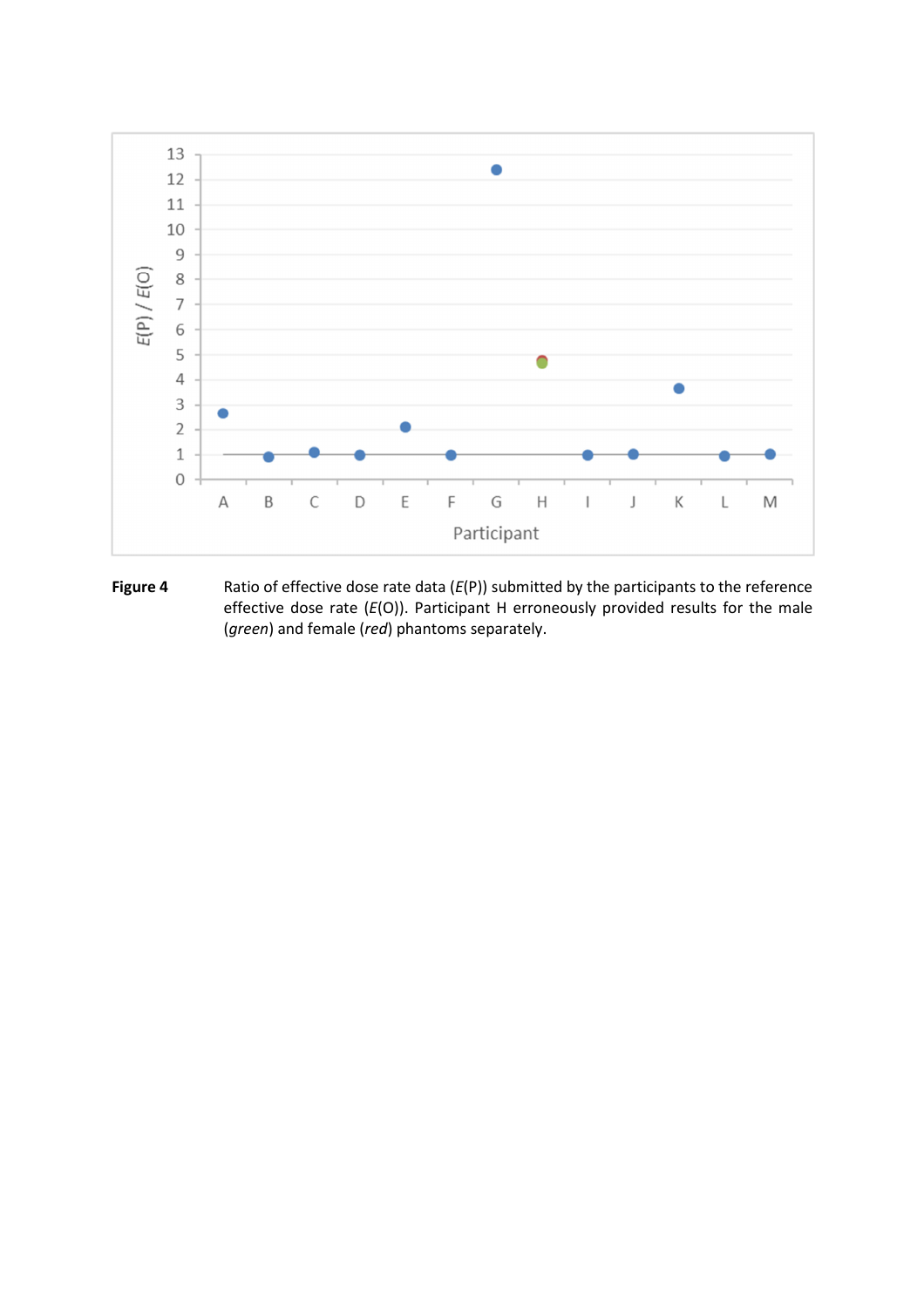**Figure 4** Ratio of effective dose rate data ($E$(P)) submitted by the participants to the reference effective dose rate ($E$(O)). Participant H erroneously provided results for the male (*green*) and female (*red*) phantoms separately.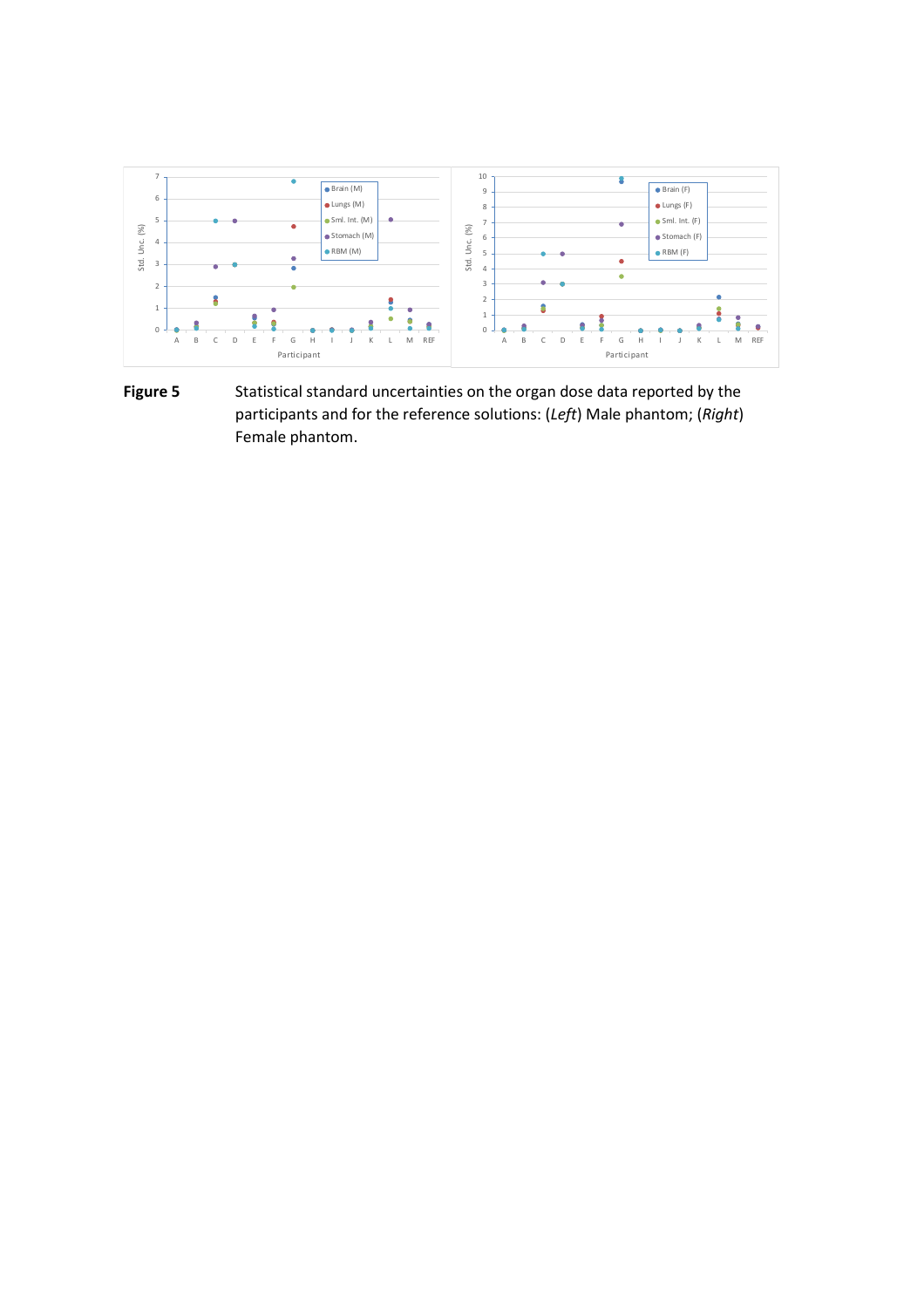**Figure 5** Statistical standard uncertainties on the organ dose data reported by the participants and for the reference solutions: (*Left*) Male phantom; (*Right*) Female phantom.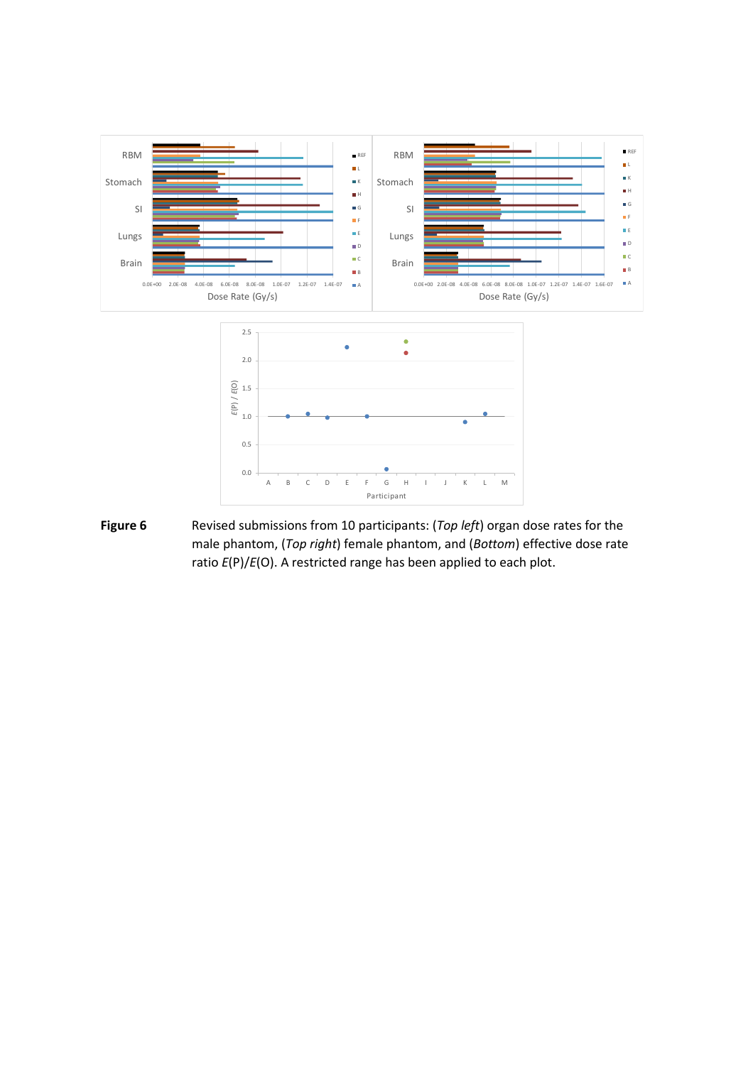**Figure 6** Revised submissions from 10 participants: (*Top left*) organ dose rates for the male phantom, (*Top right*) female phantom, and (*Bottom*) effective dose rate ratio *E*(P)/*E*(O). A restricted range has been applied to each plot.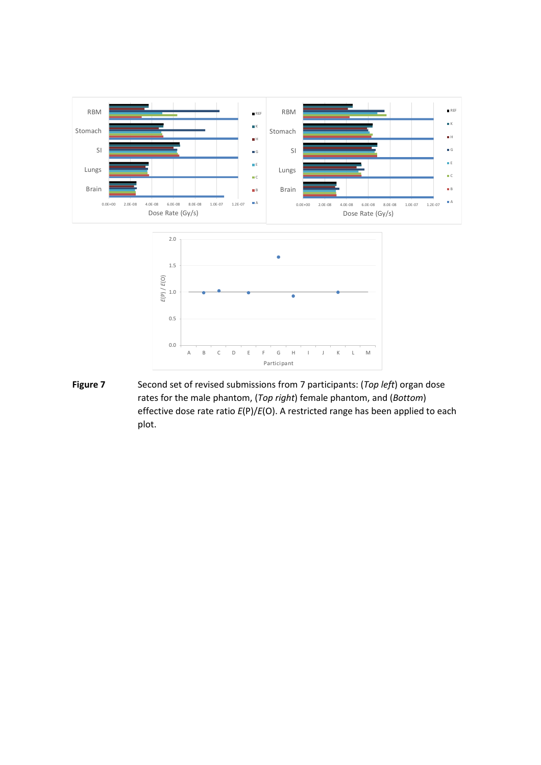RBM
Stomach
SI
Lungs
Brain
0.0E+00 2.0E-08 4.0E-08 6.0E-08 8.0E-08 1.0E-07 1.2E-07
Dose Rate (Gy/s)
REF K H G E C B A

RBM
Stomach
SI
Lungs
Brain
0.0E+00 2.0E-08 4.0E-08 6.0E-08 8.0E-08 1.0E-07 1.2E-07
Dose Rate (Gy/s)
REF K H G E C B A

2.0
1.5
1.0
0.5
0.0
$E(P) / E(O)$
A B C D E F G H I J K L M
Participant

**Figure 7** Second set of revised submissions from 7 participants: (*Top left*) organ dose rates for the male phantom, (*Top right*) female phantom, and (*Bottom*) effective dose rate ratio $E(P)/E(O)$. A restricted range has been applied to each plot.